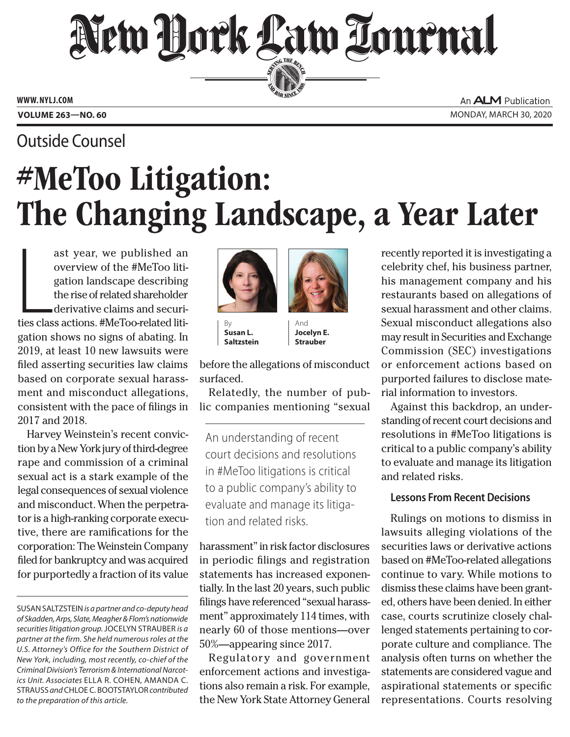Outside Counsel

# #MeToo Litigation: The Changing Landscape, a Year Later

By **Susan L. Saltzstein** And **Jocelyn E. Strauber**

Last year, we published an overview of the #MeToo litigation landscape describing the rise of related shareholder derivative claims and securities class actions. #MeToo-related litigation shows no signs of abating. In 2019, at least 10 new lawsuits were filed asserting securities law claims based on corporate sexual harassment and misconduct allegations, consistent with the pace of filings in 2017 and 2018.

Harvey Weinstein's recent conviction by a New York jury of third-degree rape and commission of a criminal sexual act is a stark example of the legal consequences of sexual violence and misconduct. When the perpetrator is a high-ranking corporate executive, there are ramifications for the corporation: The Weinstein Company filed for bankruptcy and was acquired for purportedly a fraction of its value before the allegations of misconduct surfaced.

Relatedly, the number of public companies mentioning "sexual harassment" in risk factor disclosures in periodic filings and registration statements has increased exponentially. In the last 20 years, such public filings have referenced "sexual harassment" approximately 114 times, with nearly 60 of those mentions—over 50%—appearing since 2017.

> An understanding of recent court decisions and resolutions in #MeToo litigations is critical to a public company's ability to evaluate and manage its litigation and related risks.

Regulatory and government enforcement actions and investigations also remain a risk. For example, the New York State Attorney General recently reported it is investigating a celebrity chef, his business partner, his management company and his restaurants based on allegations of sexual harassment and other claims. Sexual misconduct allegations also may result in Securities and Exchange Commission (SEC) investigations or enforcement actions based on purported failures to disclose material information to investors.

Against this backdrop, an understanding of recent court decisions and resolutions in #MeToo litigations is critical to a public company's ability to evaluate and manage its litigation and related risks.

### Lessons From Recent Decisions

Rulings on motions to dismiss in lawsuits alleging violations of the securities laws or derivative actions based on #MeToo-related allegations continue to vary. While motions to dismiss these claims have been granted, others have been denied. In either case, courts scrutinize closely challenged statements pertaining to corporate culture and compliance. The analysis often turns on whether the statements are considered vague and aspirational statements or specific representations. Courts resolving

---

SUSAN SALTZSTEIN *is a partner and co-deputy head of Skadden, Arps, Slate, Meagher & Flom's nationwide securities litigation group.* JOCELYN STRAUBER *is a partner at the firm. She held numerous roles at the U.S. Attorney's Office for the Southern District of New York, including, most recently, co-chief of the Criminal Division's Terrorism & International Narcotics Unit. Associates* ELLA R. COHEN, AMANDA C. STRAUSS *and* CHLOE C. BOOTSTAYLOR *contributed to the preparation of this article.*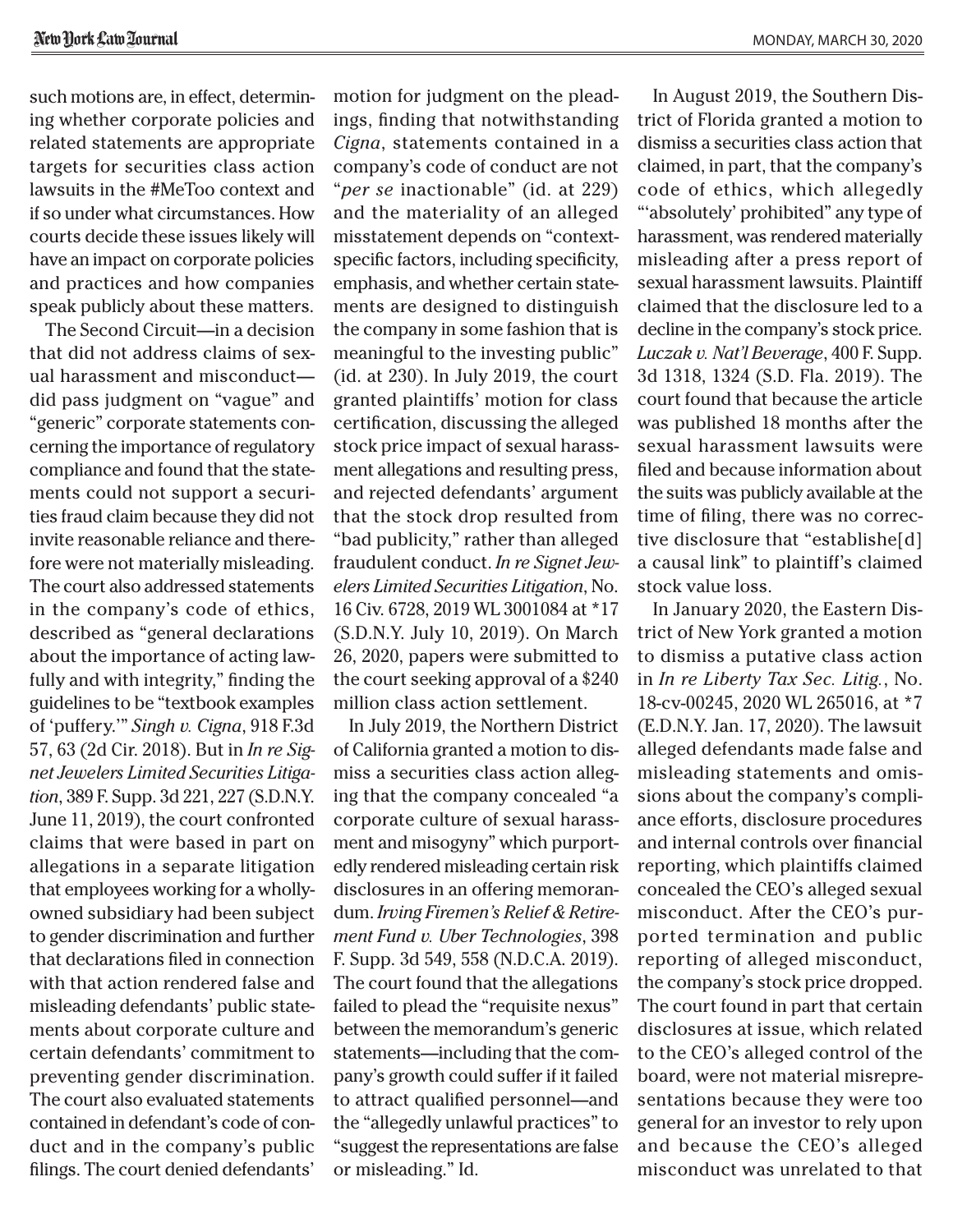such motions are, in effect, determining whether corporate policies and related statements are appropriate targets for securities class action lawsuits in the #MeToo context and if so under what circumstances. How courts decide these issues likely will have an impact on corporate policies and practices and how companies speak publicly about these matters.

The Second Circuit—in a decision that did not address claims of sexual harassment and misconduct—did pass judgment on "vague" and "generic" corporate statements concerning the importance of regulatory compliance and found that the statements could not support a securities fraud claim because they did not invite reasonable reliance and therefore were not materially misleading. The court also addressed statements in the company's code of ethics, described as "general declarations about the importance of acting lawfully and with integrity," finding the guidelines to be "textbook examples of 'puffery.'" *Singh v. Cigna*, 918 F.3d 57, 63 (2d Cir. 2018). But in *In re Signet Jewelers Limited Securities Litigation*, 389 F. Supp. 3d 221, 227 (S.D.N.Y. June 11, 2019), the court confronted claims that were based in part on allegations in a separate litigation that employees working for a wholly-owned subsidiary had been subject to gender discrimination and further that declarations filed in connection with that action rendered false and misleading defendants' public statements about corporate culture and certain defendants' commitment to preventing gender discrimination. The court also evaluated statements contained in defendant's code of conduct and in the company's public filings. The court denied defendants' motion for judgment on the pleadings, finding that notwithstanding *Cigna*, statements contained in a company's code of conduct are not "*per se* inactionable" (id. at 229) and the materiality of an alleged misstatement depends on "context-specific factors, including specificity, emphasis, and whether certain statements are designed to distinguish the company in some fashion that is meaningful to the investing public" (id. at 230). In July 2019, the court granted plaintiffs' motion for class certification, discussing the alleged stock price impact of sexual harassment allegations and resulting press, and rejected defendants' argument that the stock drop resulted from "bad publicity," rather than alleged fraudulent conduct. *In re Signet Jewelers Limited Securities Litigation*, No. 16 Civ. 6728, 2019 WL 3001084 at *17 (S.D.N.Y. July 10, 2019). On March 26, 2020, papers were submitted to the court seeking approval of a $240 million class action settlement.

In July 2019, the Northern District of California granted a motion to dismiss a securities class action alleging that the company concealed "a corporate culture of sexual harassment and misogyny" which purportedly rendered misleading certain risk disclosures in an offering memorandum. *Irving Firemen's Relief & Retirement Fund v. Uber Technologies*, 398 F. Supp. 3d 549, 558 (N.D.C.A. 2019). The court found that the allegations failed to plead the "requisite nexus" between the memorandum's generic statements—including that the company's growth could suffer if it failed to attract qualified personnel—and the "allegedly unlawful practices" to "suggest the representations are false or misleading." Id.

In August 2019, the Southern District of Florida granted a motion to dismiss a securities class action that claimed, in part, that the company's code of ethics, which allegedly "'absolutely' prohibited" any type of harassment, was rendered materially misleading after a press report of sexual harassment lawsuits. Plaintiff claimed that the disclosure led to a decline in the company's stock price. *Luczak v. Nat'l Beverage*, 400 F. Supp. 3d 1318, 1324 (S.D. Fla. 2019). The court found that because the article was published 18 months after the sexual harassment lawsuits were filed and because information about the suits was publicly available at the time of filing, there was no corrective disclosure that "establishe[d] a causal link" to plaintiff's claimed stock value loss.

In January 2020, the Eastern District of New York granted a motion to dismiss a putative class action in *In re Liberty Tax Sec. Litig.*, No. 18-cv-00245, 2020 WL 265016, at *7 (E.D.N.Y. Jan. 17, 2020). The lawsuit alleged defendants made false and misleading statements and omissions about the company's compliance efforts, disclosure procedures and internal controls over financial reporting, which plaintiffs claimed concealed the CEO's alleged sexual misconduct. After the CEO's purported termination and public reporting of alleged misconduct, the company's stock price dropped. The court found in part that certain disclosures at issue, which related to the CEO's alleged control of the board, were not material misrepresentations because they were too general for an investor to rely upon and because the CEO's alleged misconduct was unrelated to that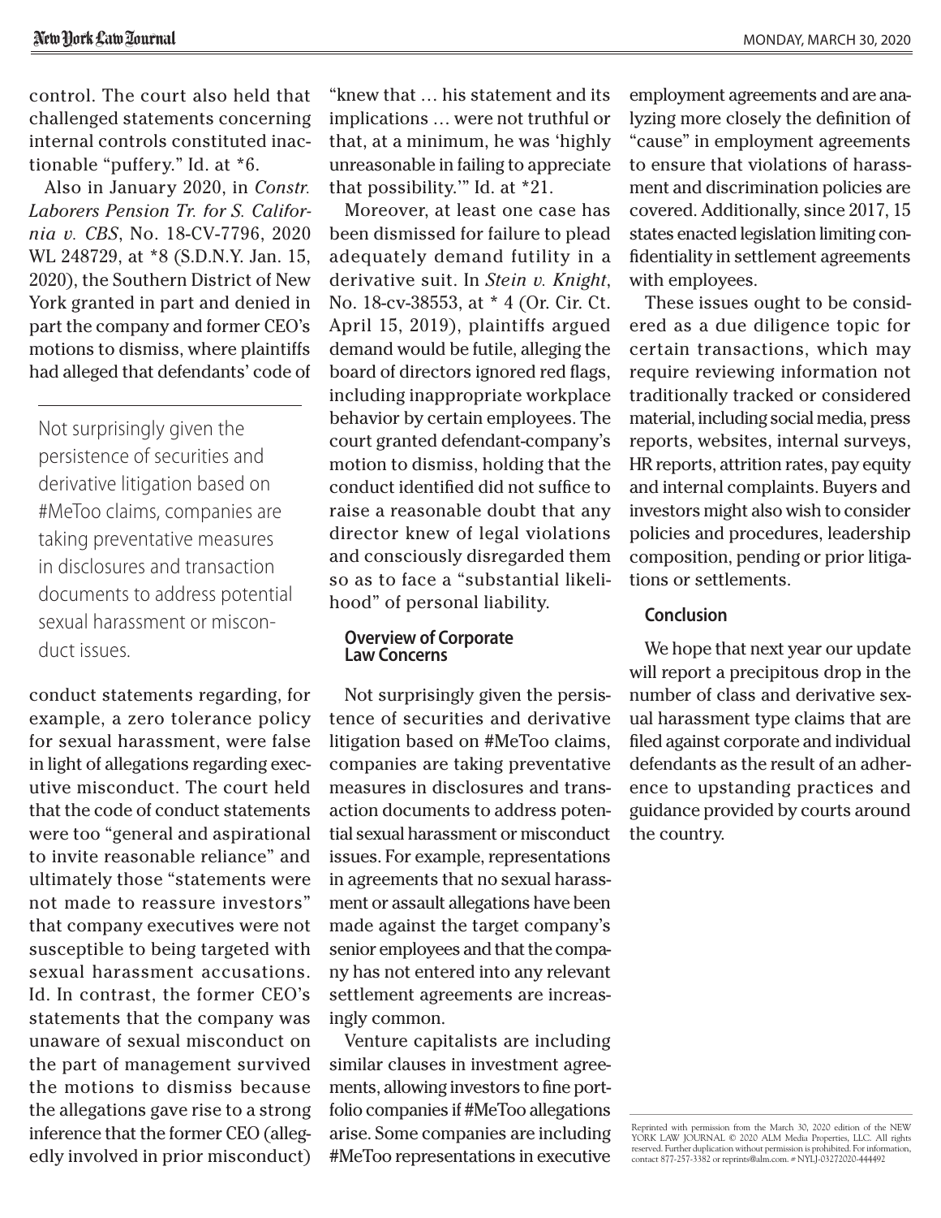control. The court also held that challenged statements concerning internal controls constituted inactionable "puffery." Id. at *6.

Also in January 2020, in *Constr. Laborers Pension Tr. for S. California v. CBS*, No. 18-CV-7796, 2020 WL 248729, at *8 (S.D.N.Y. Jan. 15, 2020), the Southern District of New York granted in part and denied in part the company and former CEO's motions to dismiss, where plaintiffs had alleged that defendants' code of conduct statements regarding, for example, a zero tolerance policy for sexual harassment, were false in light of allegations regarding executive misconduct. The court held that the code of conduct statements were too "general and aspirational to invite reasonable reliance" and ultimately those "statements were not made to reassure investors" that company executives were not susceptible to being targeted with sexual harassment accusations. Id. In contrast, the former CEO's statements that the company was unaware of sexual misconduct on the part of management survived the motions to dismiss because the allegations gave rise to a strong inference that the former CEO (allegedly involved in prior misconduct) "knew that … his statement and its implications … were not truthful or that, at a minimum, he was 'highly unreasonable in failing to appreciate that possibility.'" Id. at *21.

> Not surprisingly given the persistence of securities and derivative litigation based on #MeToo claims, companies are taking preventative measures in disclosures and transaction documents to address potential sexual harassment or misconduct issues.

Moreover, at least one case has been dismissed for failure to plead adequately demand futility in a derivative suit. In *Stein v. Knight*, No. 18-cv-38553, at * 4 (Or. Cir. Ct. April 15, 2019), plaintiffs argued demand would be futile, alleging the board of directors ignored red flags, including inappropriate workplace behavior by certain employees. The court granted defendant-company's motion to dismiss, holding that the conduct identified did not suffice to raise a reasonable doubt that any director knew of legal violations and consciously disregarded them so as to face a "substantial likelihood" of personal liability.

## Overview of Corporate Law Concerns

Not surprisingly given the persistence of securities and derivative litigation based on #MeToo claims, companies are taking preventative measures in disclosures and transaction documents to address potential sexual harassment or misconduct issues. For example, representations in agreements that no sexual harassment or assault allegations have been made against the target company's senior employees and that the company has not entered into any relevant settlement agreements are increasingly common.

Venture capitalists are including similar clauses in investment agreements, allowing investors to fine portfolio companies if #MeToo allegations arise. Some companies are including #MeToo representations in executive employment agreements and are analyzing more closely the definition of "cause" in employment agreements to ensure that violations of harassment and discrimination policies are covered. Additionally, since 2017, 15 states enacted legislation limiting confidentiality in settlement agreements with employees.

These issues ought to be considered as a due diligence topic for certain transactions, which may require reviewing information not traditionally tracked or considered material, including social media, press reports, websites, internal surveys, HR reports, attrition rates, pay equity and internal complaints. Buyers and investors might also wish to consider policies and procedures, leadership composition, pending or prior litigations or settlements.

## Conclusion

We hope that next year our update will report a precipitous drop in the number of class and derivative sexual harassment type claims that are filed against corporate and individual defendants as the result of an adherence to upstanding practices and guidance provided by courts around the country.

Reprinted with permission from the March 30, 2020 edition of the NEW YORK LAW JOURNAL © 2020 ALM Media Properties, LLC. All rights reserved. Further duplication without permission is prohibited. For information, contact 877-257-3382 or reprints@alm.com. # NYLJ-03272020-444492